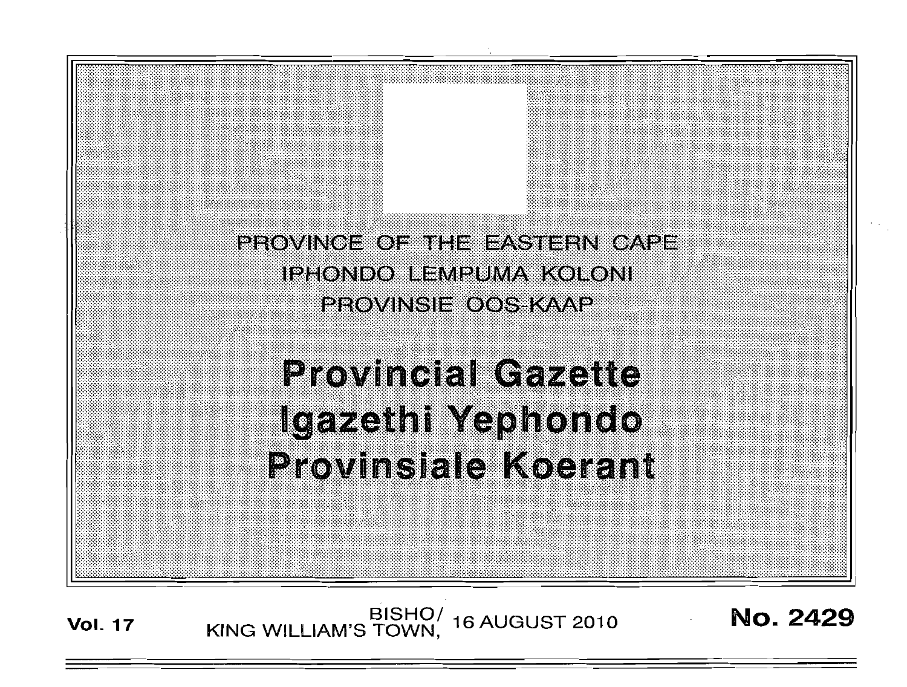PROVINCE OF THE EASTERN CAPE
IPHONDO LEMPUMA KOLONI
PROVINSIE OOS-KAAP

# Provincial Gazette
# Igazethi Yephondo
# Provinsiale Koerant

**Vol. 17** BISHO/ KING WILLIAM'S TOWN, 16 AUGUST 2010 **No. 2429**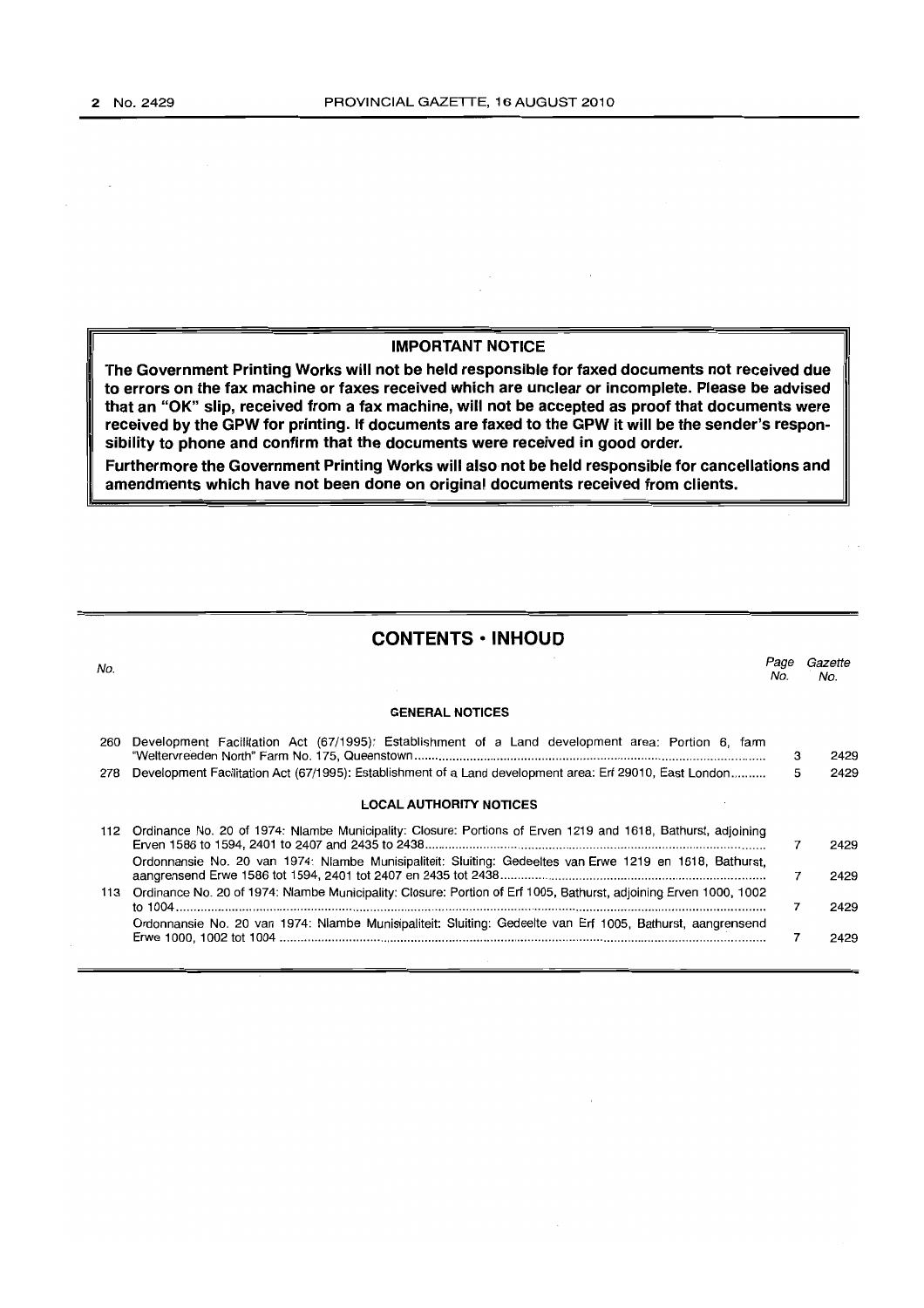## IMPORTANT NOTICE

**The Government Printing Works will not be held responsible for faxed documents not received due to errors on the fax machine or faxes received which are unclear or incomplete. Please be advised that an "OK" slip, received from a fax machine, will not be accepted as proof that documents were received by the GPW for printing. If documents are faxed to the GPW it will be the sender's responsibility to phone and confirm that the documents were received in good order.**

**Furthermore the Government Printing Works will also not be held responsible for cancellations and amendments which have not been done on original documents received from clients.**

## CONTENTS • INHOUD

| No. | | Page No. | Gazette No. |
|---|---|---|---|
| | **GENERAL NOTICES** | | |
| 260 | Development Facilitation Act (67/1995): Establishment of a Land development area: Portion 6, farm "Weltervreeden North" Farm No. 175, Queenstown | 3 | 2429 |
| 278 | Development Facilitation Act (67/1995): Establishment of a Land development area: Erf 29010, East London | 5 | 2429 |
| | **LOCAL AUTHORITY NOTICES** | | |
| 112 | Ordinance No. 20 of 1974: Nlambe Municipality: Closure: Portions of Erven 1219 and 1618, Bathurst, adjoining Erven 1586 to 1594, 2401 to 2407 and 2435 to 2438 | 7 | 2429 |
| | Ordonnansie No. 20 van 1974: Nlambe Munisipaliteit: Sluiting: Gedeeltes van Erwe 1219 en 1618, Bathurst, aangrensend Erwe 1586 tot 1594, 2401 tot 2407 en 2435 tot 2438 | 7 | 2429 |
| 113 | Ordinance No. 20 of 1974: Nlambe Municipality: Closure: Portion of Erf 1005, Bathurst, adjoining Erven 1000, 1002 to 1004 | 7 | 2429 |
| | Ordonnansie No. 20 van 1974: Nlambe Munisipaliteit: Sluiting: Gedeelte van Erf 1005, Bathurst, aangrensend Erwe 1000, 1002 tot 1004 | 7 | 2429 |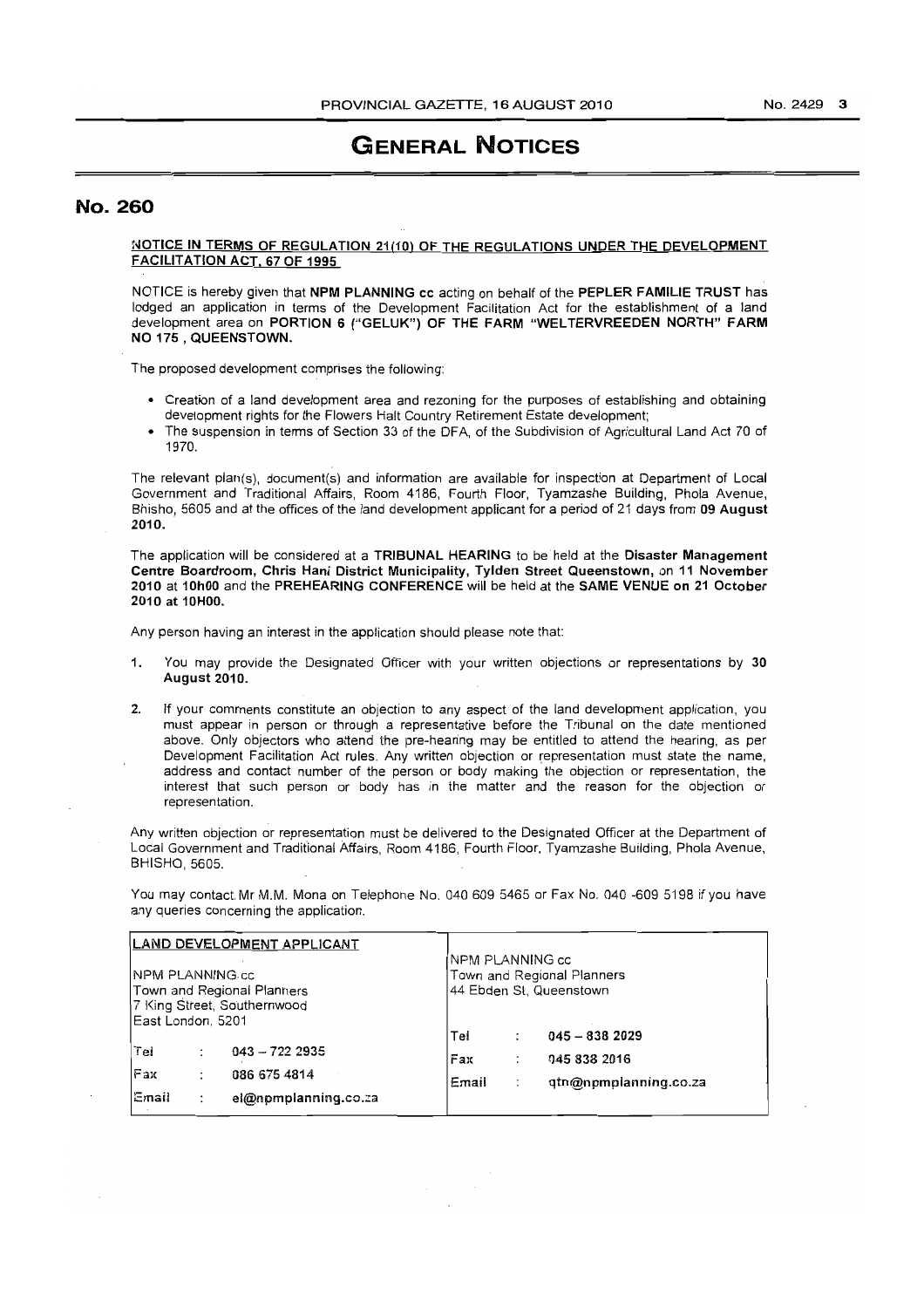# GENERAL NOTICES

## No. 260

**NOTICE IN TERMS OF REGULATION 21(10) OF THE REGULATIONS UNDER THE DEVELOPMENT FACILITATION ACT, 67 OF 1995**

NOTICE is hereby given that **NPM PLANNING cc** acting on behalf of the **PEPLER FAMILIE TRUST** has lodged an application in terms of the Development Facilitation Act for the establishment of a land development area on **PORTION 6 ("GELUK") OF THE FARM "WELTERVREEDEN NORTH" FARM NO 175 , QUEENSTOWN.**

The proposed development comprises the following:

- Creation of a land development area and rezoning for the purposes of establishing and obtaining development rights for the Flowers Halt Country Retirement Estate development;
- The suspension in terms of Section 33 of the DFA, of the Subdivision of Agricultural Land Act 70 of 1970.

The relevant plan(s), document(s) and information are available for inspection at Department of Local Government and Traditional Affairs, Room 4186, Fourth Floor, Tyamzashe Building, Phola Avenue, Bhisho, 5605 and at the offices of the land development applicant for a period of 21 days from **09 August 2010.**

The application will be considered at a **TRIBUNAL HEARING** to be held at the **Disaster Management Centre Boardroom, Chris Hani District Municipality, Tylden Street Queenstown,** on **11 November 2010** at **10h00** and the **PREHEARING CONFERENCE** will be held at the **SAME VENUE on 21 October 2010 at 10H00.**

Any person having an interest in the application should please note that:

1. You may provide the Designated Officer with your written objections or representations by **30 August 2010.**
2. If your comments constitute an objection to any aspect of the land development application, you must appear in person or through a representative before the Tribunal on the date mentioned above. Only objectors who attend the pre-hearing may be entitled to attend the hearing, as per Development Facilitation Act rules. Any written objection or representation must state the name, address and contact number of the person or body making the objection or representation, the interest that such person or body has in the matter and the reason for the objection or representation.

Any written objection or representation must be delivered to the Designated Officer at the Department of Local Government and Traditional Affairs, Room 4186, Fourth Floor, Tyamzashe Building, Phola Avenue, BHISHO, 5605.

You may contact Mr M.M. Mona on Telephone No. 040 609 5465 or Fax No. 040 -609 5198 if you have any queries concerning the application.

| LAND DEVELOPMENT APPLICANT | |
|---|---|
| NPM PLANNING cc<br>Town and Regional Planners<br>7 King Street, Southernwood<br>East London, 5201 | NPM PLANNING cc<br>Town and Regional Planners<br>44 Ebden St, Queenstown |
| Tel : 043 – 722 2935<br>Fax : 086 675 4814<br>Email : el@npmplanning.co.za | Tel : 045 – 838 2029<br>Fax : 045 838 2016<br>Email : qtn@npmplanning.co.za |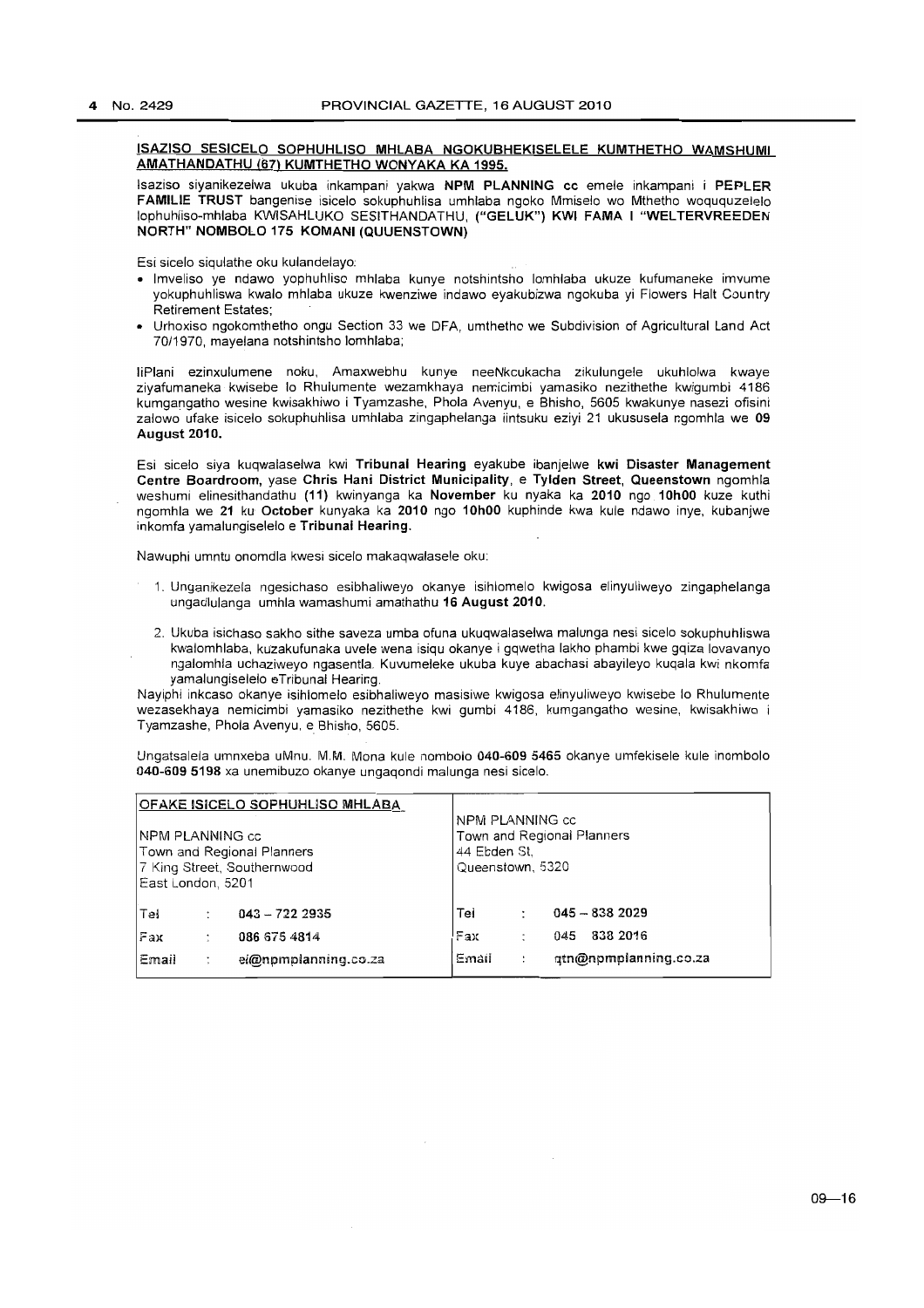**ISAZISO SESICELO SOPHUHLISO MHLABA NGOKUBHEKISELELE KUMTHETHO WAMSHUMI AMATHANDATHU (67) KUMTHETHO WONYAKA KA 1995.**

Isaziso siyanikezelwa ukuba inkampani yakwa **NPM PLANNING cc** emele inkampani i **PEPLER FAMILIE TRUST** bangenise isicelo sokuphuhlisa umhlaba ngoko Mmiselo wo Mthetho woququzelelo lophuhliso-mhlaba KWISAHLUKO SESITHANDATHU, **("GELUK") KWI FAMA I "WELTERVREEDEN NORTH" NOMBOLO 175 KOMANI (QUUENSTOWN)**

Esi sicelo siqulathe oku kulandelayo:

- Imveliso ye ndawo yophuhliso mhlaba kunye notshintsho lomhlaba ukuze kufumaneke imvume yokuphuhliswa kwalo mhlaba ukuze kwenziwe indawo eyakubizwa ngokuba yi Flowers Halt Country Retirement Estates;
- Urhoxiso ngokomthetho ongu Section 33 we DFA, umthetho we Subdivision of Agricultural Land Act 70/1970, mayelana notshintsho lomhlaba;

IiPlani ezinxulumene noku, Amaxwebhu kunye neeNkcukacha zikulungele ukuhlolwa kwaye ziyafumaneka kwisebe lo Rhulumente wezamkhaya nemicimbi yamasiko nezithethe kwigumbi 4186 kumgangatho wesine kwisakhiwo i Tyamzashe, Phola Avenyu, e Bhisho, 5605 kwakunye nasezi ofisini zalowo ufake isicelo sokuphuhlisa umhlaba zingaphelanga iintsuku eziyi 21 ukususela ngomhla we **09 August 2010.**

Esi sicelo siya kuqwalaselwa kwi **Tribunal Hearing** eyakube ibanjelwe **kwi Disaster Management Centre Boardroom,** yase **Chris Hani District Municipality,** e **Tylden Street, Queenstown** ngomhla weshumi elinesithandathu **(11)** kwinyanga ka **November** ku nyaka ka **2010** ngo **10h00** kuze kuthi ngomhla we **21** ku **October** kunyaka ka **2010** ngo **10h00** kuphinde kwa kule ndawo inye, kubanjwe inkomfa yamalungiselelo e **Tribunal Hearing.**

Nawuphi umntu onomdla kwesi sicelo makaqwalasele oku:

1. Unganikezela ngesichaso esibhaliweyo okanye isihlomelo kwigosa elinyuliweyo zingaphelanga ungadlulanga umhla wamashumi amathathu **16 August 2010.**
2. Ukuba isichaso sakho sithe saveza umba ofuna ukuqwalaselwa malunga nesi sicelo sokuphuhliswa kwalomhlaba, kuzakufunaka uvele wena isiqu okanye i gqwetha lakho phambi kwe gqiza lovavanyo ngalomhla uchaziweyo ngasentla. Kuvumeleke ukuba kuye abachasi abayileyo kuqala kwi nkomfa yamalungiselelo eTribunal Hearing.

Nayiphi inkcaso okanye isihlomelo esibhaliweyo masisiwe kwigosa elinyuliweyo kwisebe lo Rhulumente wezasekhaya nemicimbi yamasiko nezithethe kwi gumbi 4186, kumgangatho wesine, kwisakhiwo i Tyamzashe, Phola Avenyu, e Bhisho, 5605.

Ungatsalela umnxeba uMnu. M.M. Mona kule nombolo **040-609 5465** okanye umfekisele kule inombolo **040-609 5198** xa unemibuzo okanye ungaqondi malunga nesi sicelo.

| OFAKE ISICELO SOPHUHLISO MHLABA | |
|---|---|
| NPM PLANNING cc<br>Town and Regional Planners<br>7 King Street, Southernwood<br>East London, 5201 | NPM PLANNING cc<br>Town and Regional Planners<br>44 Ebden St,<br>Queenstown, 5320 |
| Tel : 043 – 722 2935 | Tel : 045 – 838 2029 |
| Fax : 086 675 4814 | Fax : 045 838 2016 |
| Email : el@npmplanning.co.za | Email : qtn@npmplanning.co.za |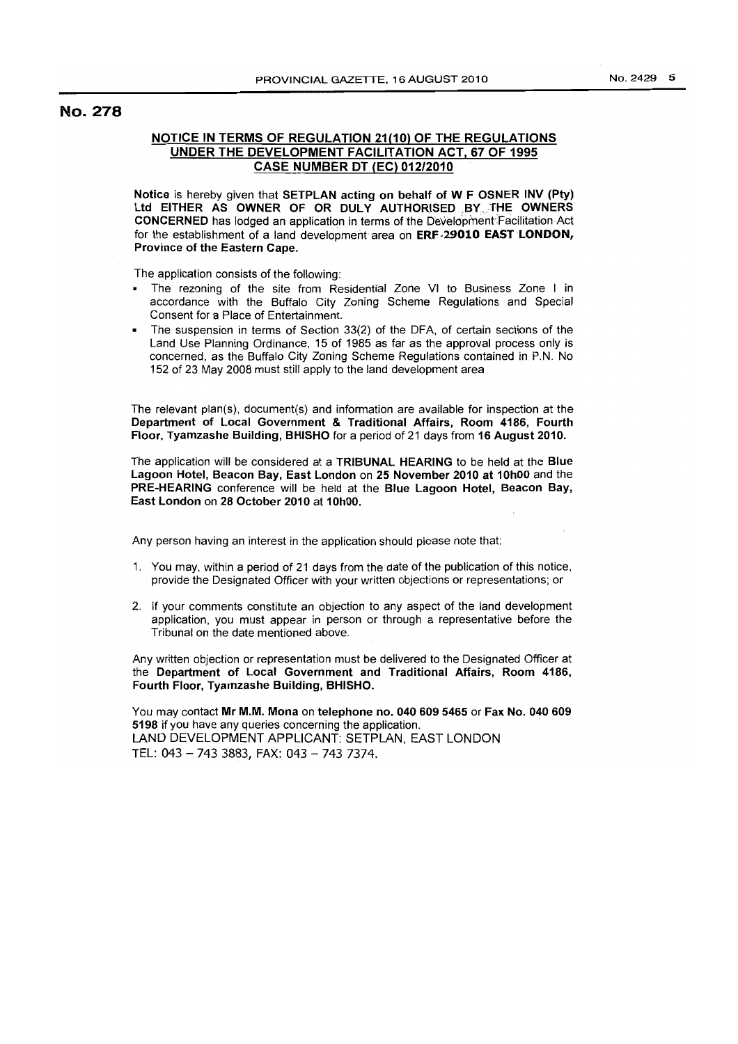# No. 278

**NOTICE IN TERMS OF REGULATION 21(10) OF THE REGULATIONS UNDER THE DEVELOPMENT FACILITATION ACT, 67 OF 1995**
**CASE NUMBER DT (EC) 012/2010**

**Notice** is hereby given that **SETPLAN acting on behalf of W F OSNER INV (Pty) Ltd EITHER AS OWNER OF OR DULY AUTHORISED BY THE OWNERS CONCERNED** has lodged an application in terms of the Development Facilitation Act for the establishment of a land development area on **ERF 29010 EAST LONDON, Province of the Eastern Cape.**

The application consists of the following:

- The rezoning of the site from Residential Zone VI to Business Zone I in accordance with the Buffalo City Zoning Scheme Regulations and Special Consent for a Place of Entertainment.
- The suspension in terms of Section 33(2) of the DFA, of certain sections of the Land Use Planning Ordinance, 15 of 1985 as far as the approval process only is concerned, as the Buffalo City Zoning Scheme Regulations contained in P.N. No 152 of 23 May 2008 must still apply to the land development area

The relevant plan(s), document(s) and information are available for inspection at the **Department of Local Government & Traditional Affairs, Room 4186, Fourth Floor, Tyamzashe Building, BHISHO** for a period of 21 days from **16 August 2010.**

The application will be considered at a **TRIBUNAL HEARING** to be held at the **Blue Lagoon Hotel, Beacon Bay, East London** on **25 November 2010 at 10h00** and the **PRE-HEARING** conference will be held at the **Blue Lagoon Hotel, Beacon Bay, East London** on **28 October 2010** at **10h00.**

Any person having an interest in the application should please note that:

1. You may, within a period of 21 days from the date of the publication of this notice, provide the Designated Officer with your written objections or representations; or
2. If your comments constitute an objection to any aspect of the land development application, you must appear in person or through a representative before the Tribunal on the date mentioned above.

Any written objection or representation must be delivered to the Designated Officer at the **Department of Local Government and Traditional Affairs, Room 4186, Fourth Floor, Tyamzashe Building, BHISHO.**

You may contact **Mr M.M. Mona** on **telephone no. 040 609 5465** or **Fax No. 040 609 5198** if you have any queries concerning the application.
LAND DEVELOPMENT APPLICANT: SETPLAN, EAST LONDON
TEL: 043 – 743 3883, FAX: 043 – 743 7374.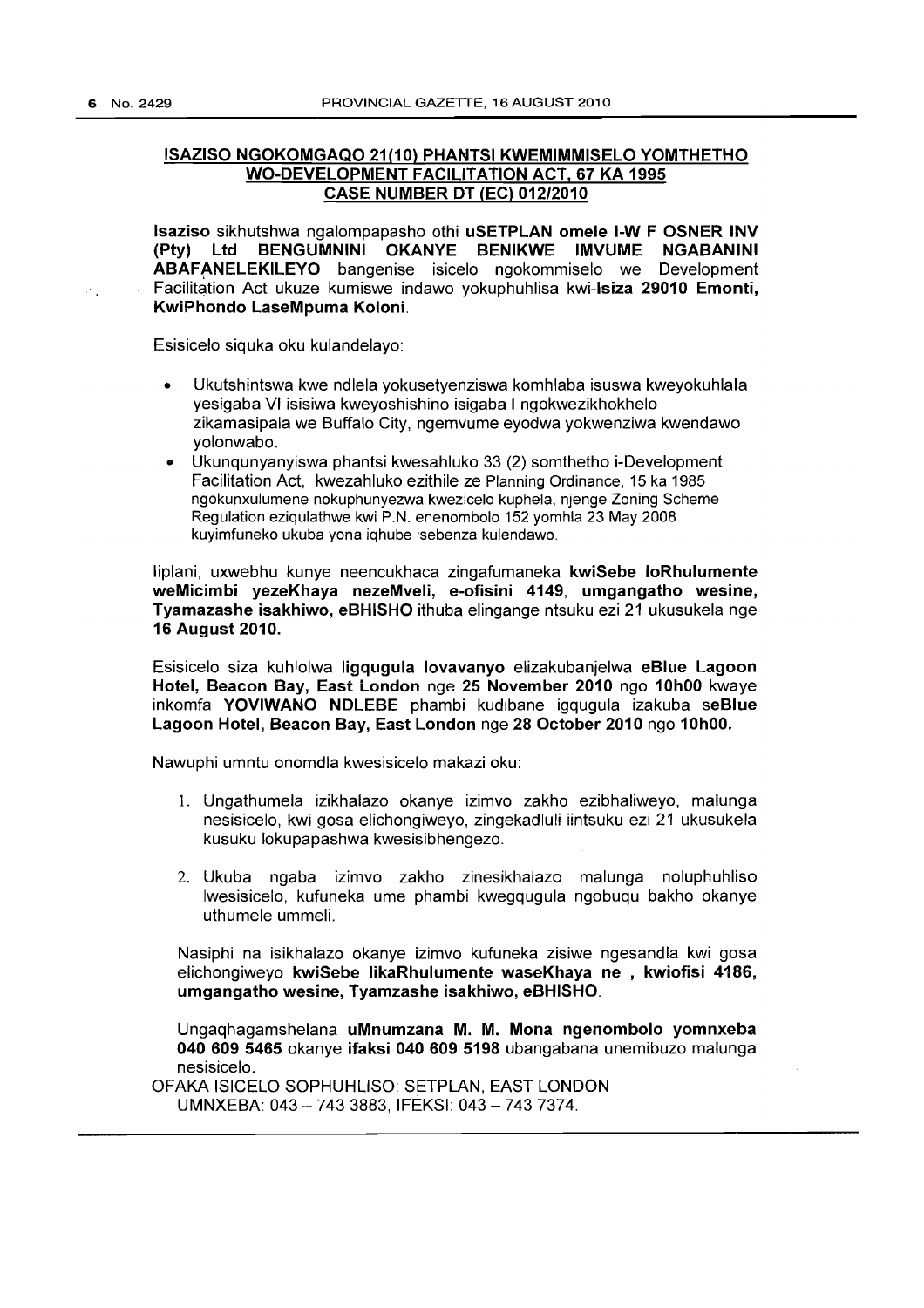## ISAZISO NGOKOMGAQO 21(10) PHANTSI KWEMIMMISELO YOMTHETHO WO-DEVELOPMENT FACILITATION ACT, 67 KA 1995 CASE NUMBER DT (EC) 012/2010

**Isaziso** sikhutshwa ngalompapasho othi **uSETPLAN omele I-W F OSNER INV (Pty) Ltd BENGUMNINI OKANYE BENIKWE IMVUME NGABANINI ABAFANELEKILEYO** bangenise isicelo ngokommiselo we Development Facilitation Act ukuze kumiswe indawo yokuphuhlisa kwi-**Isiza 29010 Emonti, KwiPhondo LaseMpuma Koloni**.

Esisicelo siquka oku kulandelayo:

- Ukutshintswa kwe ndlela yokusetyenziswa komhlaba isuswa kweyokuhlala yesigaba VI isisiwa kweyoshishino isigaba I ngokwezikhokhelo zikamasipala we Buffalo City, ngemvume eyodwa yokwenziwa kwendawo yolonwabo.
- Ukunqunyanyiswa phantsi kwesahluko 33 (2) somthetho i-Development Facilitation Act, kwezahluko ezithile ze Planning Ordinance, 15 ka 1985 ngokunxulumene nokuphunyezwa kwezicelo kuphela, njenge Zoning Scheme Regulation eziqulathwe kwi P.N. enenombolo 152 yomhla 23 May 2008 kuyimfuneko ukuba yona iqhube isebenza kulendawo.

Iiplani, uxwebhu kunye neencukhaca zingafumaneka **kwiSebe loRhulumente weMicimbi yezeKhaya nezeMveli, e-ofisini 4149, umgangatho wesine, Tyamazashe isakhiwo, eBHISHO** ithuba elingange ntsuku ezi 21 ukusukela nge **16 August 2010.**

Esisicelo siza kuhlolwa **liqqugula lovavanyo** elizakubanjelwa **eBlue Lagoon Hotel, Beacon Bay, East London** nge **25 November 2010** ngo **10h00** kwaye inkomfa **YOVIWANO NDLEBE** phambi kudibane iqqugula izakuba **seBlue Lagoon Hotel, Beacon Bay, East London** nge **28 October 2010** ngo **10h00.**

Nawuphi umntu onomdla kwesisicelo makazi oku:

1. Ungathumela izikhalazo okanye izimvo zakho ezibhaliweyo, malunga nesisicelo, kwi gosa elichongiweyo, zingekadluli iintsuku ezi 21 ukusukela kusuku lokupapashwa kwesisibhengezo.
2. Ukuba ngaba izimvo zakho zinesikhalazo malunga noluphuhliso lwesisicelo, kufuneka ume phambi kwegqugula ngobuqu bakho okanye uthumele ummeli.

Nasiphi na isikhalazo okanye izimvo kufuneka zisiwe ngesandla kwi gosa elichongiweyo **kwiSebe likaRhulumente waseKhaya ne , kwiofisi 4186, umgangatho wesine, Tyamzashe isakhiwo, eBHISHO**.

Ungaqhagamshelana **uMnumzana M. M. Mona ngenombolo yomnxeba 040 609 5465** okanye **ifaksi 040 609 5198** ubangabana unemibuzo malunga nesisicelo.

OFAKA ISICELO SOPHUHLISO: SETPLAN, EAST LONDON
UMNXEBA: 043 – 743 3883, IFEKSI: 043 – 743 7374.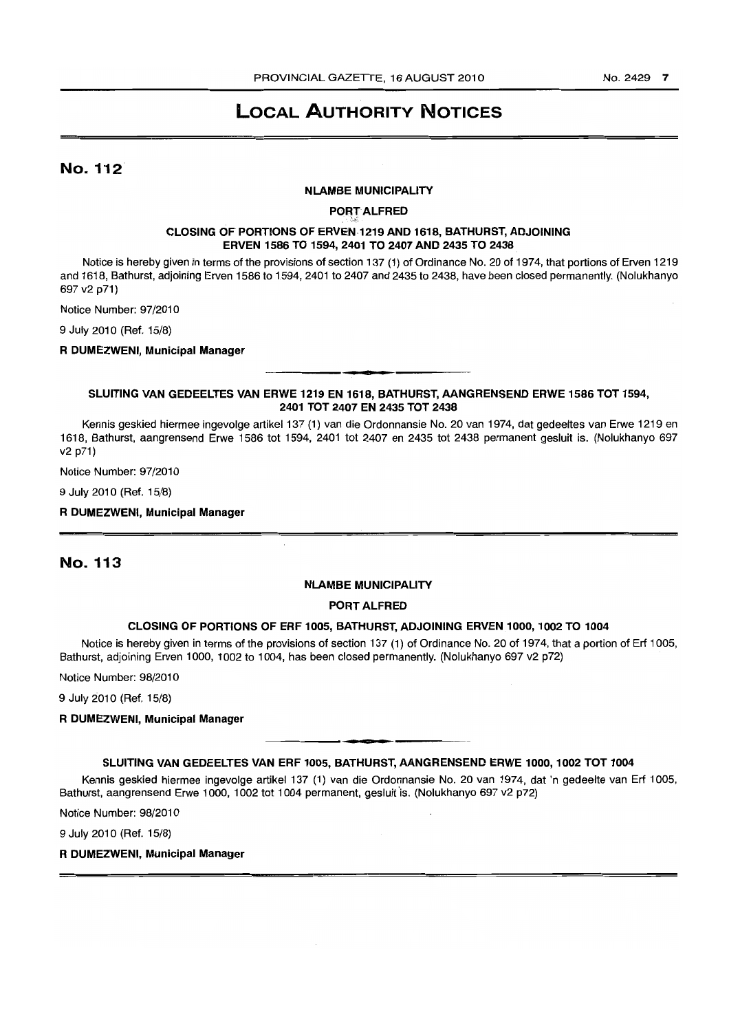# LOCAL AUTHORITY NOTICES

## No. 112

**NLAMBE MUNICIPALITY**

**PORT ALFRED**

**CLOSING OF PORTIONS OF ERVEN 1219 AND 1618, BATHURST, ADJOINING ERVEN 1586 TO 1594, 2401 TO 2407 AND 2435 TO 2438**

Notice is hereby given in terms of the provisions of section 137 (1) of Ordinance No. 20 of 1974, that portions of Erven 1219 and 1618, Bathurst, adjoining Erven 1586 to 1594, 2401 to 2407 and 2435 to 2438, have been closed permanently. (Nolukhanyo 697 v2 p71)

Notice Number: 97/2010

9 July 2010 (Ref. 15/8)

**R DUMEZWENI, Municipal Manager**

---

**SLUITING VAN GEDEELTES VAN ERWE 1219 EN 1618, BATHURST, AANGRENSEND ERWE 1586 TOT 1594, 2401 TOT 2407 EN 2435 TOT 2438**

Kennis geskied hiermee ingevolge artikel 137 (1) van die Ordonnansie No. 20 van 1974, dat gedeeltes van Erwe 1219 en 1618, Bathurst, aangrensend Erwe 1586 tot 1594, 2401 tot 2407 en 2435 tot 2438 permanent gesluit is. (Nolukhanyo 697 v2 p71)

Notice Number: 97/2010

9 July 2010 (Ref. 15/8)

**R DUMEZWENI, Municipal Manager**

## No. 113

**NLAMBE MUNICIPALITY**

**PORT ALFRED**

**CLOSING OF PORTIONS OF ERF 1005, BATHURST, ADJOINING ERVEN 1000, 1002 TO 1004**

Notice is hereby given in terms of the provisions of section 137 (1) of Ordinance No. 20 of 1974, that a portion of Erf 1005, Bathurst, adjoining Erven 1000, 1002 to 1004, has been closed permanently. (Nolukhanyo 697 v2 p72)

Notice Number: 98/2010

9 July 2010 (Ref. 15/8)

**R DUMEZWENI, Municipal Manager**

---

**SLUITING VAN GEDEELTES VAN ERF 1005, BATHURST, AANGRENSEND ERWE 1000, 1002 TOT 1004**

Kennis geskied hiermee ingevolge artikel 137 (1) van die Ordonnansie No. 20 van 1974, dat 'n gedeelte van Erf 1005, Bathurst, aangrensend Erwe 1000, 1002 tot 1004 permanent, gesluit is. (Nolukhanyo 697 v2 p72)

Notice Number: 98/2010

9 July 2010 (Ref. 15/8)

**R DUMEZWENI, Municipal Manager**